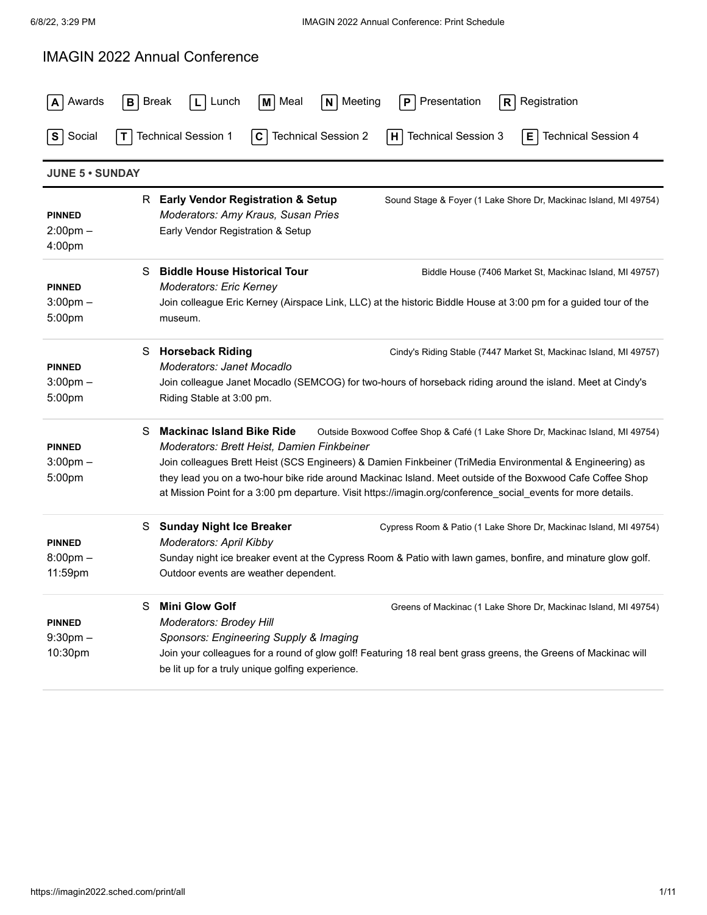# IMAGIN 2022 Annual Conference

**A** Awards **B** Break **L** Lunch **M** Meal **N** Meeting **P** Presentation **R** Registration

**S** Social **T** Technical Session 1 **C** Technical Session 2 **H** Technical Session 3 **E** Technical Session 4

## JUNE 5 • SUNDAY

---

**PINNED**
2:00pm – 4:00pm

R **Early Vendor Registration & Setup** — Sound Stage & Foyer (1 Lake Shore Dr, Mackinac Island, MI 49754)
*Moderators: Amy Kraus, Susan Pries*
Early Vendor Registration & Setup

---

**PINNED**
3:00pm – 5:00pm

S **Biddle House Historical Tour** — Biddle House (7406 Market St, Mackinac Island, MI 49757)
*Moderators: Eric Kerney*
Join colleague Eric Kerney (Airspace Link, LLC) at the historic Biddle House at 3:00 pm for a guided tour of the museum.

---

**PINNED**
3:00pm – 5:00pm

S **Horseback Riding** — Cindy's Riding Stable (7447 Market St, Mackinac Island, MI 49757)
*Moderators: Janet Mocadlo*
Join colleague Janet Mocadlo (SEMCOG) for two-hours of horseback riding around the island. Meet at Cindy's Riding Stable at 3:00 pm.

---

**PINNED**
3:00pm – 5:00pm

S **Mackinac Island Bike Ride** — Outside Boxwood Coffee Shop & Café (1 Lake Shore Dr, Mackinac Island, MI 49754)
*Moderators: Brett Heist, Damien Finkbeiner*
Join colleagues Brett Heist (SCS Engineers) & Damien Finkbeiner (TriMedia Environmental & Engineering) as they lead you on a two-hour bike ride around Mackinac Island. Meet outside of the Boxwood Cafe Coffee Shop at Mission Point for a 3:00 pm departure. Visit https://imagin.org/conference_social_events for more details.

---

**PINNED**
8:00pm – 11:59pm

S **Sunday Night Ice Breaker** — Cypress Room & Patio (1 Lake Shore Dr, Mackinac Island, MI 49754)
*Moderators: April Kibby*
Sunday night ice breaker event at the Cypress Room & Patio with lawn games, bonfire, and minature glow golf. Outdoor events are weather dependent.

---

**PINNED**
9:30pm – 10:30pm

S **Mini Glow Golf** — Greens of Mackinac (1 Lake Shore Dr, Mackinac Island, MI 49754)
*Moderators: Brodey Hill*
*Sponsors: Engineering Supply & Imaging*
Join your colleagues for a round of glow golf! Featuring 18 real bent grass greens, the Greens of Mackinac will be lit up for a truly unique golfing experience.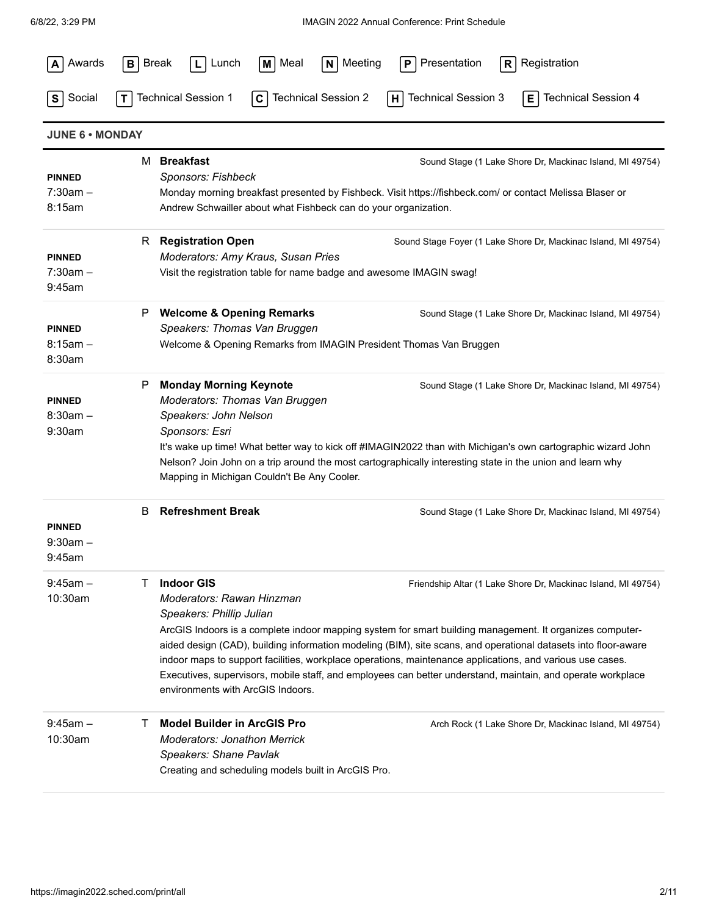A Awards | B Break | L Lunch | M Meal | N Meeting | P Presentation | R Registration

S Social | T Technical Session 1 | C Technical Session 2 | H Technical Session 3 | E Technical Session 4

## JUNE 6 • MONDAY

**PINNED**
7:30am – 8:15am

M **Breakfast** — Sound Stage (1 Lake Shore Dr, Mackinac Island, MI 49754)

*Sponsors: Fishbeck*

Monday morning breakfast presented by Fishbeck. Visit https://fishbeck.com/ or contact Melissa Blaser or Andrew Schwailler about what Fishbeck can do your organization.

---

**PINNED**
7:30am – 9:45am

R **Registration Open** — Sound Stage Foyer (1 Lake Shore Dr, Mackinac Island, MI 49754)

*Moderators: Amy Kraus, Susan Pries*

Visit the registration table for name badge and awesome IMAGIN swag!

---

**PINNED**
8:15am – 8:30am

P **Welcome & Opening Remarks** — Sound Stage (1 Lake Shore Dr, Mackinac Island, MI 49754)

*Speakers: Thomas Van Bruggen*

Welcome & Opening Remarks from IMAGIN President Thomas Van Bruggen

---

**PINNED**
8:30am – 9:30am

P **Monday Morning Keynote** — Sound Stage (1 Lake Shore Dr, Mackinac Island, MI 49754)

*Moderators: Thomas Van Bruggen*
*Speakers: John Nelson*
*Sponsors: Esri*

It's wake up time! What better way to kick off #IMAGIN2022 than with Michigan's own cartographic wizard John Nelson? Join John on a trip around the most cartographically interesting state in the union and learn why Mapping in Michigan Couldn't Be Any Cooler.

---

**PINNED**
9:30am – 9:45am

B **Refreshment Break** — Sound Stage (1 Lake Shore Dr, Mackinac Island, MI 49754)

---

9:45am – 10:30am

T **Indoor GIS** — Friendship Altar (1 Lake Shore Dr, Mackinac Island, MI 49754)

*Moderators: Rawan Hinzman*
*Speakers: Phillip Julian*

ArcGIS Indoors is a complete indoor mapping system for smart building management. It organizes computer-aided design (CAD), building information modeling (BIM), site scans, and operational datasets into floor-aware indoor maps to support facilities, workplace operations, maintenance applications, and various use cases. Executives, supervisors, mobile staff, and employees can better understand, maintain, and operate workplace environments with ArcGIS Indoors.

---

9:45am – 10:30am

T **Model Builder in ArcGIS Pro** — Arch Rock (1 Lake Shore Dr, Mackinac Island, MI 49754)

*Moderators: Jonathon Merrick*
*Speakers: Shane Pavlak*

Creating and scheduling models built in ArcGIS Pro.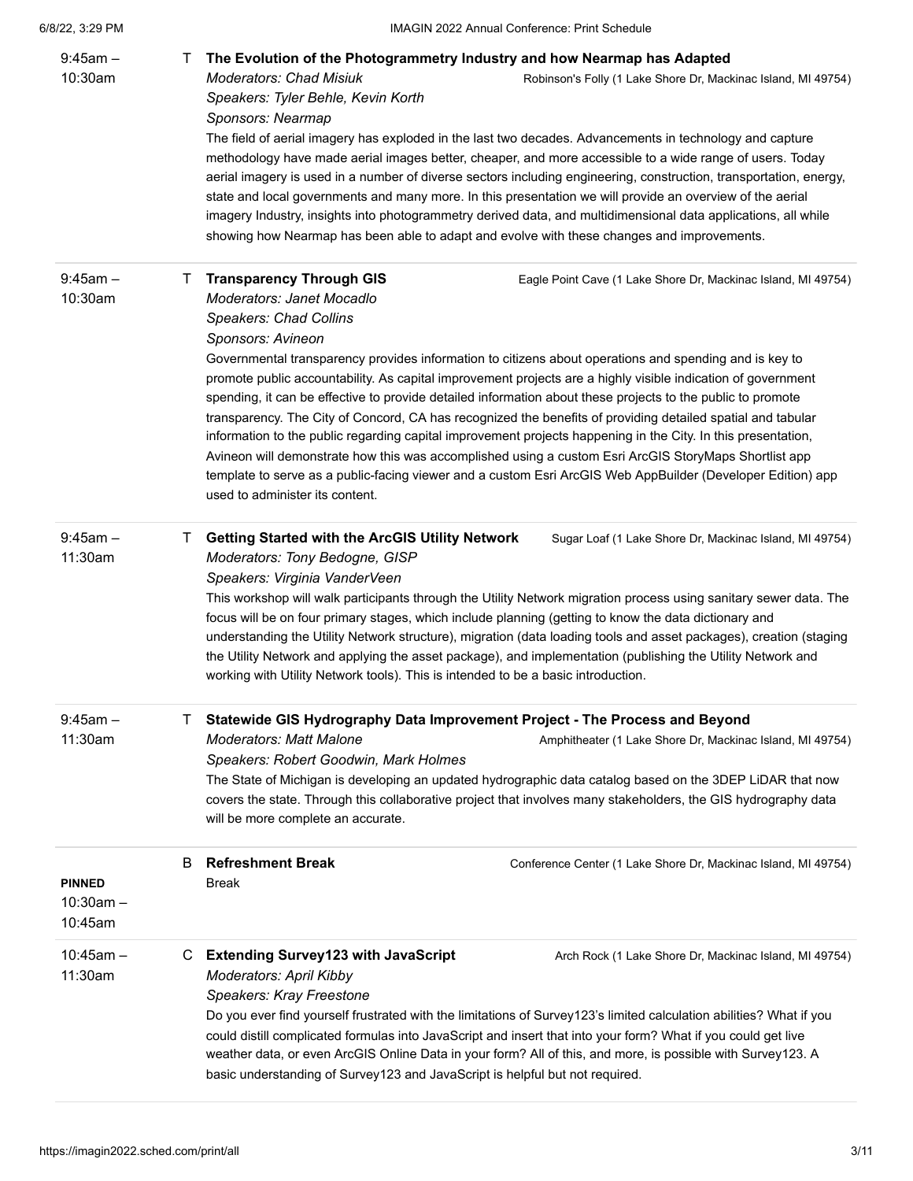9:45am – 10:30am

T **The Evolution of the Photogrammetry Industry and how Nearmap has Adapted**

*Moderators: Chad Misiuk*
Robinson's Folly (1 Lake Shore Dr, Mackinac Island, MI 49754)
*Speakers: Tyler Behle, Kevin Korth*
*Sponsors: Nearmap*

The field of aerial imagery has exploded in the last two decades. Advancements in technology and capture methodology have made aerial images better, cheaper, and more accessible to a wide range of users. Today aerial imagery is used in a number of diverse sectors including engineering, construction, transportation, energy, state and local governments and many more. In this presentation we will provide an overview of the aerial imagery Industry, insights into photogrammetry derived data, and multidimensional data applications, all while showing how Nearmap has been able to adapt and evolve with these changes and improvements.

---

9:45am – 10:30am

T **Transparency Through GIS**

Eagle Point Cave (1 Lake Shore Dr, Mackinac Island, MI 49754)
*Moderators: Janet Mocadlo*
*Speakers: Chad Collins*
*Sponsors: Avineon*

Governmental transparency provides information to citizens about operations and spending and is key to promote public accountability. As capital improvement projects are a highly visible indication of government spending, it can be effective to provide detailed information about these projects to the public to promote transparency. The City of Concord, CA has recognized the benefits of providing detailed spatial and tabular information to the public regarding capital improvement projects happening in the City. In this presentation, Avineon will demonstrate how this was accomplished using a custom Esri ArcGIS StoryMaps Shortlist app template to serve as a public-facing viewer and a custom Esri ArcGIS Web AppBuilder (Developer Edition) app used to administer its content.

---

9:45am – 11:30am

T **Getting Started with the ArcGIS Utility Network**

Sugar Loaf (1 Lake Shore Dr, Mackinac Island, MI 49754)
*Moderators: Tony Bedogne, GISP*
*Speakers: Virginia VanderVeen*

This workshop will walk participants through the Utility Network migration process using sanitary sewer data. The focus will be on four primary stages, which include planning (getting to know the data dictionary and understanding the Utility Network structure), migration (data loading tools and asset packages), creation (staging the Utility Network and applying the asset package), and implementation (publishing the Utility Network and working with Utility Network tools). This is intended to be a basic introduction.

---

9:45am – 11:30am

T **Statewide GIS Hydrography Data Improvement Project - The Process and Beyond**

*Moderators: Matt Malone*
Amphitheater (1 Lake Shore Dr, Mackinac Island, MI 49754)
*Speakers: Robert Goodwin, Mark Holmes*

The State of Michigan is developing an updated hydrographic data catalog based on the 3DEP LiDAR that now covers the state. Through this collaborative project that involves many stakeholders, the GIS hydrography data will be more complete an accurate.

---

**PINNED**
10:30am – 10:45am

B **Refreshment Break**

Conference Center (1 Lake Shore Dr, Mackinac Island, MI 49754)
Break

---

10:45am – 11:30am

C **Extending Survey123 with JavaScript**

Arch Rock (1 Lake Shore Dr, Mackinac Island, MI 49754)
*Moderators: April Kibby*
*Speakers: Kray Freestone*

Do you ever find yourself frustrated with the limitations of Survey123's limited calculation abilities? What if you could distill complicated formulas into JavaScript and insert that into your form? What if you could get live weather data, or even ArcGIS Online Data in your form? All of this, and more, is possible with Survey123. A basic understanding of Survey123 and JavaScript is helpful but not required.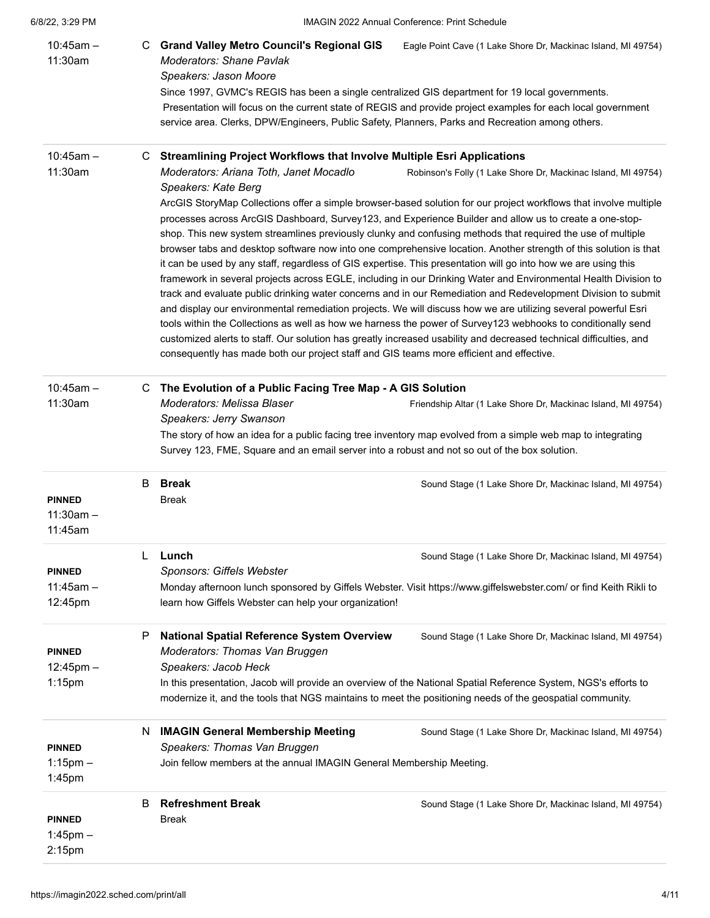**10:45am – 11:30am**

C **Grand Valley Metro Council's Regional GIS** — Eagle Point Cave (1 Lake Shore Dr, Mackinac Island, MI 49754)

*Moderators: Shane Pavlak*
*Speakers: Jason Moore*

Since 1997, GVMC's REGIS has been a single centralized GIS department for 19 local governments. Presentation will focus on the current state of REGIS and provide project examples for each local government service area. Clerks, DPW/Engineers, Public Safety, Planners, Parks and Recreation among others.

---

**10:45am – 11:30am**

C **Streamlining Project Workflows that Involve Multiple Esri Applications** — Robinson's Folly (1 Lake Shore Dr, Mackinac Island, MI 49754)

*Moderators: Ariana Toth, Janet Mocadlo*
*Speakers: Kate Berg*

ArcGIS StoryMap Collections offer a simple browser-based solution for our project workflows that involve multiple processes across ArcGIS Dashboard, Survey123, and Experience Builder and allow us to create a one-stop-shop. This new system streamlines previously clunky and confusing methods that required the use of multiple browser tabs and desktop software now into one comprehensive location. Another strength of this solution is that it can be used by any staff, regardless of GIS expertise. This presentation will go into how we are using this framework in several projects across EGLE, including in our Drinking Water and Environmental Health Division to track and evaluate public drinking water concerns and in our Remediation and Redevelopment Division to submit and display our environmental remediation projects. We will discuss how we are utilizing several powerful Esri tools within the Collections as well as how we harness the power of Survey123 webhooks to conditionally send customized alerts to staff. Our solution has greatly increased usability and decreased technical difficulties, and consequently has made both our project staff and GIS teams more efficient and effective.

---

**10:45am – 11:30am**

C **The Evolution of a Public Facing Tree Map - A GIS Solution** — Friendship Altar (1 Lake Shore Dr, Mackinac Island, MI 49754)

*Moderators: Melissa Blaser*
*Speakers: Jerry Swanson*

The story of how an idea for a public facing tree inventory map evolved from a simple web map to integrating Survey 123, FME, Square and an email server into a robust and not so out of the box solution.

---

**PINNED**
**11:30am – 11:45am**

B **Break** — Sound Stage (1 Lake Shore Dr, Mackinac Island, MI 49754)

Break

---

**PINNED**
**11:45am – 12:45pm**

L **Lunch** — Sound Stage (1 Lake Shore Dr, Mackinac Island, MI 49754)

*Sponsors: Giffels Webster*

Monday afternoon lunch sponsored by Giffels Webster. Visit https://www.giffelswebster.com/ or find Keith Rikli to learn how Giffels Webster can help your organization!

---

**PINNED**
**12:45pm – 1:15pm**

P **National Spatial Reference System Overview** — Sound Stage (1 Lake Shore Dr, Mackinac Island, MI 49754)

*Moderators: Thomas Van Bruggen*
*Speakers: Jacob Heck*

In this presentation, Jacob will provide an overview of the National Spatial Reference System, NGS's efforts to modernize it, and the tools that NGS maintains to meet the positioning needs of the geospatial community.

---

**PINNED**
**1:15pm – 1:45pm**

N **IMAGIN General Membership Meeting** — Sound Stage (1 Lake Shore Dr, Mackinac Island, MI 49754)

*Speakers: Thomas Van Bruggen*

Join fellow members at the annual IMAGIN General Membership Meeting.

---

**PINNED**
**1:45pm – 2:15pm**

B **Refreshment Break** — Sound Stage (1 Lake Shore Dr, Mackinac Island, MI 49754)

Break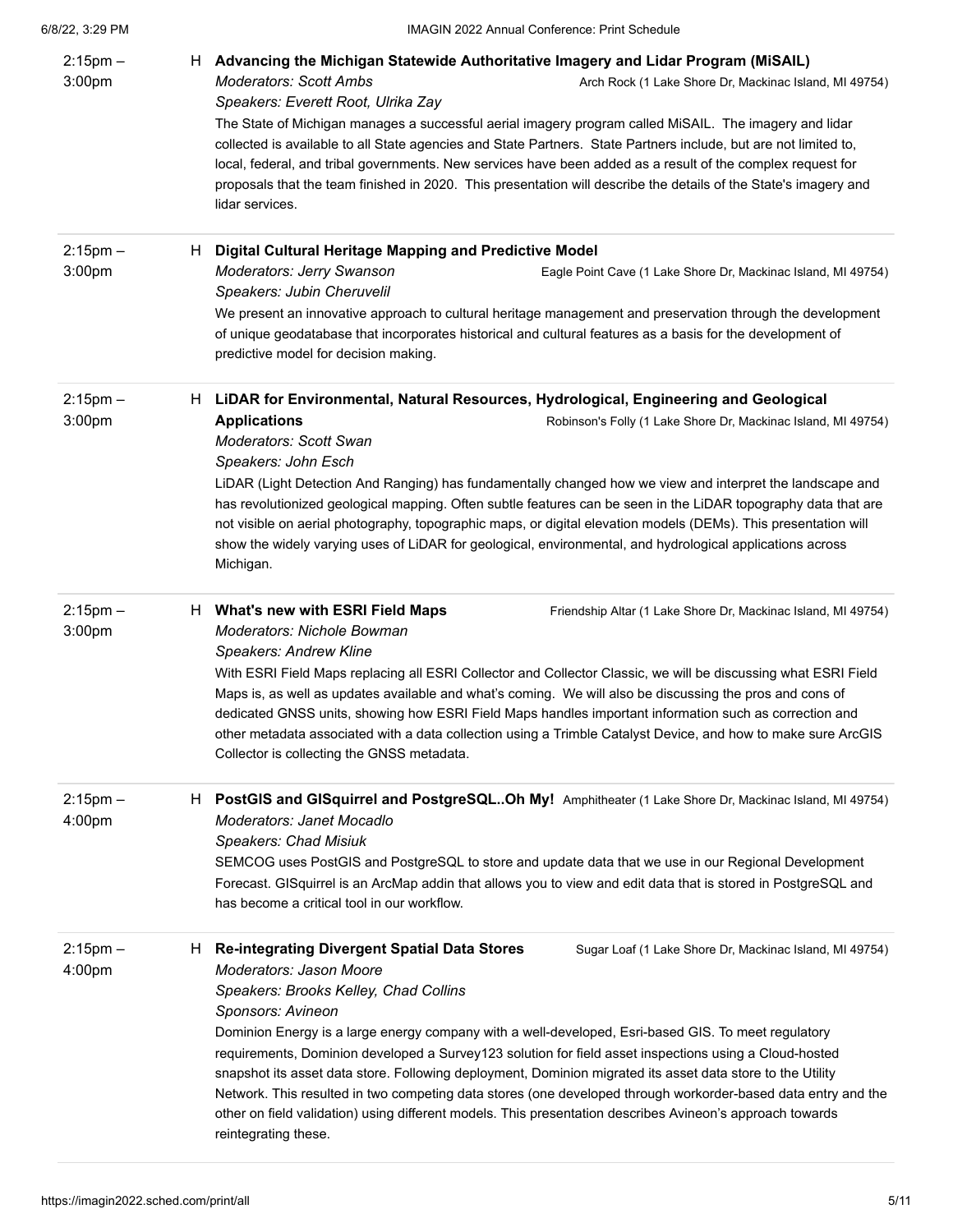2:15pm – 3:00pm

H **Advancing the Michigan Statewide Authoritative Imagery and Lidar Program (MiSAIL)**

*Moderators: Scott Ambs*

Arch Rock (1 Lake Shore Dr, Mackinac Island, MI 49754)

*Speakers: Everett Root, Ulrika Zay*

The State of Michigan manages a successful aerial imagery program called MiSAIL. The imagery and lidar collected is available to all State agencies and State Partners. State Partners include, but are not limited to, local, federal, and tribal governments. New services have been added as a result of the complex request for proposals that the team finished in 2020. This presentation will describe the details of the State's imagery and lidar services.

---

2:15pm – 3:00pm

H **Digital Cultural Heritage Mapping and Predictive Model**

*Moderators: Jerry Swanson*

Eagle Point Cave (1 Lake Shore Dr, Mackinac Island, MI 49754)

*Speakers: Jubin Cheruvelil*

We present an innovative approach to cultural heritage management and preservation through the development of unique geodatabase that incorporates historical and cultural features as a basis for the development of predictive model for decision making.

---

2:15pm – 3:00pm

H **LiDAR for Environmental, Natural Resources, Hydrological, Engineering and Geological Applications**

Robinson's Folly (1 Lake Shore Dr, Mackinac Island, MI 49754)

*Moderators: Scott Swan*

*Speakers: John Esch*

LiDAR (Light Detection And Ranging) has fundamentally changed how we view and interpret the landscape and has revolutionized geological mapping. Often subtle features can be seen in the LiDAR topography data that are not visible on aerial photography, topographic maps, or digital elevation models (DEMs). This presentation will show the widely varying uses of LiDAR for geological, environmental, and hydrological applications across Michigan.

---

2:15pm – 3:00pm

H **What's new with ESRI Field Maps**

Friendship Altar (1 Lake Shore Dr, Mackinac Island, MI 49754)

*Moderators: Nichole Bowman*

*Speakers: Andrew Kline*

With ESRI Field Maps replacing all ESRI Collector and Collector Classic, we will be discussing what ESRI Field Maps is, as well as updates available and what's coming. We will also be discussing the pros and cons of dedicated GNSS units, showing how ESRI Field Maps handles important information such as correction and other metadata associated with a data collection using a Trimble Catalyst Device, and how to make sure ArcGIS Collector is collecting the GNSS metadata.

---

2:15pm – 4:00pm

H **PostGIS and GISquirrel and PostgreSQL..Oh My!**

Amphitheater (1 Lake Shore Dr, Mackinac Island, MI 49754)

*Moderators: Janet Mocadlo*

*Speakers: Chad Misiuk*

SEMCOG uses PostGIS and PostgreSQL to store and update data that we use in our Regional Development Forecast. GISquirrel is an ArcMap addin that allows you to view and edit data that is stored in PostgreSQL and has become a critical tool in our workflow.

---

2:15pm – 4:00pm

H **Re-integrating Divergent Spatial Data Stores**

Sugar Loaf (1 Lake Shore Dr, Mackinac Island, MI 49754)

*Moderators: Jason Moore*

*Speakers: Brooks Kelley, Chad Collins*

*Sponsors: Avineon*

Dominion Energy is a large energy company with a well-developed, Esri-based GIS. To meet regulatory requirements, Dominion developed a Survey123 solution for field asset inspections using a Cloud-hosted snapshot its asset data store. Following deployment, Dominion migrated its asset data store to the Utility Network. This resulted in two competing data stores (one developed through workorder-based data entry and the other on field validation) using different models. This presentation describes Avineon's approach towards reintegrating these.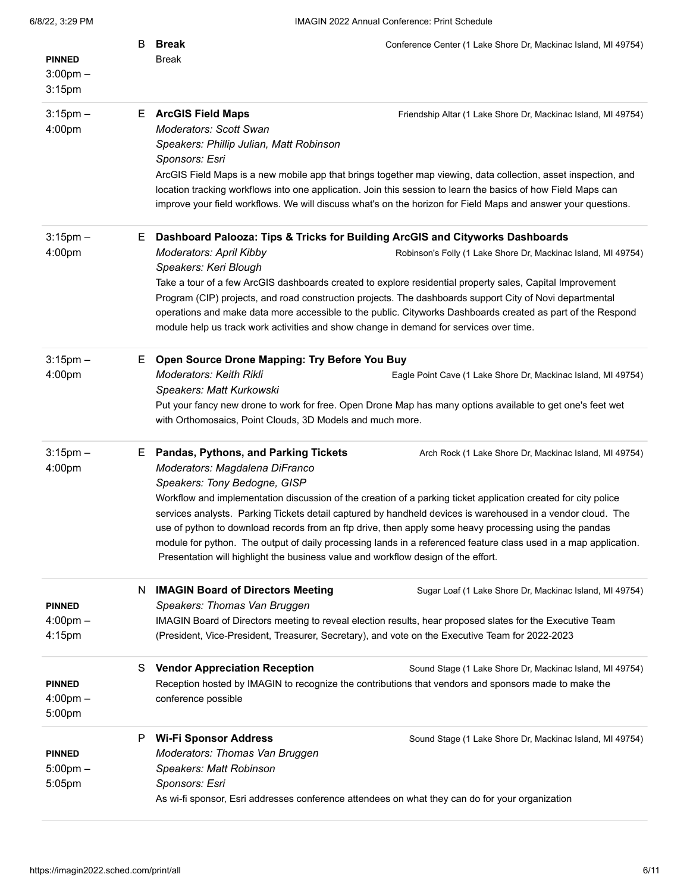**PINNED**
3:00pm – 3:15pm

B **Break** — Conference Center (1 Lake Shore Dr, Mackinac Island, MI 49754)

Break

---

3:15pm – 4:00pm

E **ArcGIS Field Maps** — Friendship Altar (1 Lake Shore Dr, Mackinac Island, MI 49754)

*Moderators: Scott Swan*
*Speakers: Phillip Julian, Matt Robinson*
*Sponsors: Esri*

ArcGIS Field Maps is a new mobile app that brings together map viewing, data collection, asset inspection, and location tracking workflows into one application. Join this session to learn the basics of how Field Maps can improve your field workflows. We will discuss what's on the horizon for Field Maps and answer your questions.

---

3:15pm – 4:00pm

E **Dashboard Palooza: Tips & Tricks for Building ArcGIS and Cityworks Dashboards** — Robinson's Folly (1 Lake Shore Dr, Mackinac Island, MI 49754)

*Moderators: April Kibby*
*Speakers: Keri Blough*

Take a tour of a few ArcGIS dashboards created to explore residential property sales, Capital Improvement Program (CIP) projects, and road construction projects. The dashboards support City of Novi departmental operations and make data more accessible to the public. Cityworks Dashboards created as part of the Respond module help us track work activities and show change in demand for services over time.

---

3:15pm – 4:00pm

E **Open Source Drone Mapping: Try Before You Buy** — Eagle Point Cave (1 Lake Shore Dr, Mackinac Island, MI 49754)

*Moderators: Keith Rikli*
*Speakers: Matt Kurkowski*

Put your fancy new drone to work for free. Open Drone Map has many options available to get one's feet wet with Orthomosaics, Point Clouds, 3D Models and much more.

---

3:15pm – 4:00pm

E **Pandas, Pythons, and Parking Tickets** — Arch Rock (1 Lake Shore Dr, Mackinac Island, MI 49754)

*Moderators: Magdalena DiFranco*
*Speakers: Tony Bedogne, GISP*

Workflow and implementation discussion of the creation of a parking ticket application created for city police services analysts. Parking Tickets detail captured by handheld devices is warehoused in a vendor cloud. The use of python to download records from an ftp drive, then apply some heavy processing using the pandas module for python. The output of daily processing lands in a referenced feature class used in a map application. Presentation will highlight the business value and workflow design of the effort.

---

**PINNED**
4:00pm – 4:15pm

N **IMAGIN Board of Directors Meeting** — Sugar Loaf (1 Lake Shore Dr, Mackinac Island, MI 49754)

*Speakers: Thomas Van Bruggen*

IMAGIN Board of Directors meeting to reveal election results, hear proposed slates for the Executive Team (President, Vice-President, Treasurer, Secretary), and vote on the Executive Team for 2022-2023

---

**PINNED**
4:00pm – 5:00pm

S **Vendor Appreciation Reception** — Sound Stage (1 Lake Shore Dr, Mackinac Island, MI 49754)

Reception hosted by IMAGIN to recognize the contributions that vendors and sponsors made to make the conference possible

---

**PINNED**
5:00pm – 5:05pm

P **Wi-Fi Sponsor Address** — Sound Stage (1 Lake Shore Dr, Mackinac Island, MI 49754)

*Moderators: Thomas Van Bruggen*
*Speakers: Matt Robinson*
*Sponsors: Esri*

As wi-fi sponsor, Esri addresses conference attendees on what they can do for your organization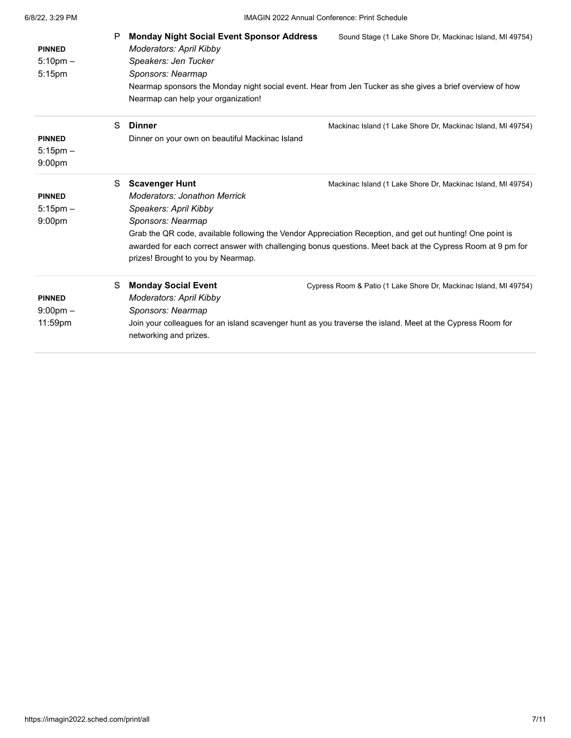**PINNED**
5:10pm – 5:15pm

P **Monday Night Social Event Sponsor Address** — Sound Stage (1 Lake Shore Dr, Mackinac Island, MI 49754)

*Moderators: April Kibby*
*Speakers: Jen Tucker*
*Sponsors: Nearmap*

Nearmap sponsors the Monday night social event. Hear from Jen Tucker as she gives a brief overview of how Nearmap can help your organization!

---

**PINNED**
5:15pm – 9:00pm

S **Dinner** — Mackinac Island (1 Lake Shore Dr, Mackinac Island, MI 49754)

Dinner on your own on beautiful Mackinac Island

---

**PINNED**
5:15pm – 9:00pm

S **Scavenger Hunt** — Mackinac Island (1 Lake Shore Dr, Mackinac Island, MI 49754)

*Moderators: Jonathon Merrick*
*Speakers: April Kibby*
*Sponsors: Nearmap*

Grab the QR code, available following the Vendor Appreciation Reception, and get out hunting! One point is awarded for each correct answer with challenging bonus questions. Meet back at the Cypress Room at 9 pm for prizes! Brought to you by Nearmap.

---

**PINNED**
9:00pm – 11:59pm

S **Monday Social Event** — Cypress Room & Patio (1 Lake Shore Dr, Mackinac Island, MI 49754)

*Moderators: April Kibby*
*Sponsors: Nearmap*

Join your colleagues for an island scavenger hunt as you traverse the island. Meet at the Cypress Room for networking and prizes.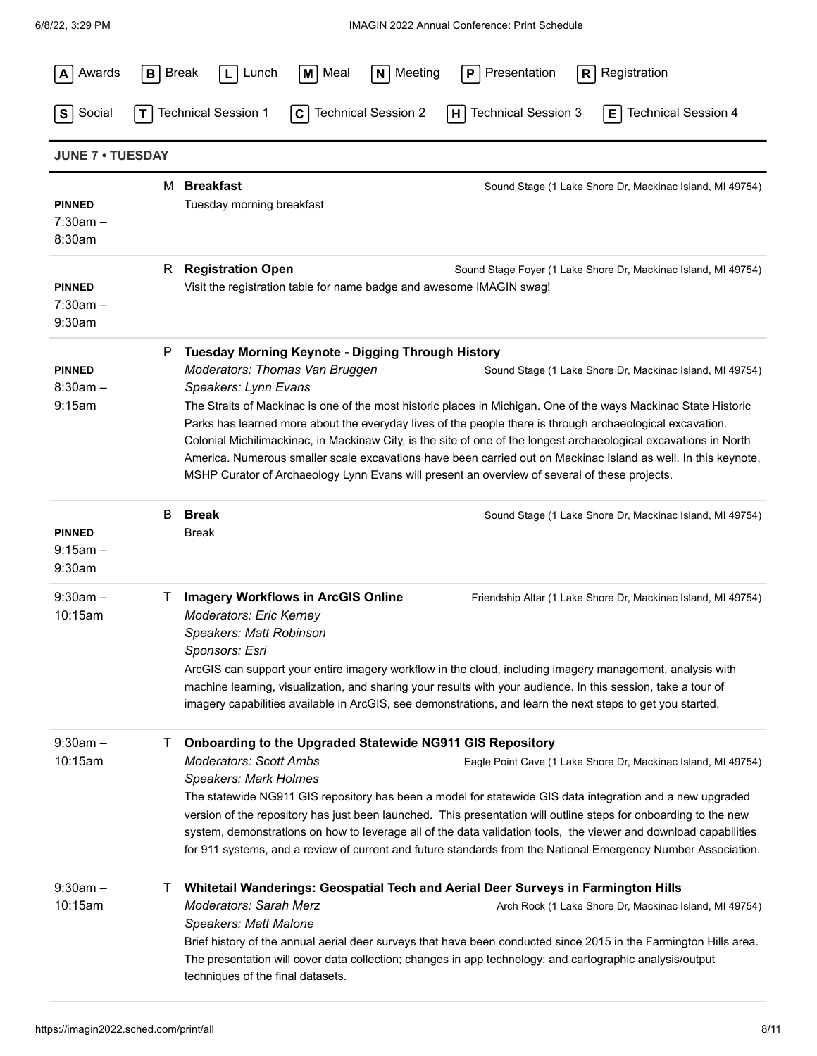[A] Awards [B] Break [L] Lunch [M] Meal [N] Meeting [P] Presentation [R] Registration

[S] Social [T] Technical Session 1 [C] Technical Session 2 [H] Technical Session 3 [E] Technical Session 4

## JUNE 7 • TUESDAY

**PINNED**
7:30am – 8:30am

M **Breakfast**
Sound Stage (1 Lake Shore Dr, Mackinac Island, MI 49754)

Tuesday morning breakfast

---

**PINNED**
7:30am – 9:30am

R **Registration Open**
Sound Stage Foyer (1 Lake Shore Dr, Mackinac Island, MI 49754)

Visit the registration table for name badge and awesome IMAGIN swag!

---

**PINNED**
8:30am – 9:15am

P **Tuesday Morning Keynote - Digging Through History**
*Moderators: Thomas Van Bruggen*
Sound Stage (1 Lake Shore Dr, Mackinac Island, MI 49754)
*Speakers: Lynn Evans*

The Straits of Mackinac is one of the most historic places in Michigan. One of the ways Mackinac State Historic Parks has learned more about the everyday lives of the people there is through archaeological excavation. Colonial Michilimackinac, in Mackinaw City, is the site of one of the longest archaeological excavations in North America. Numerous smaller scale excavations have been carried out on Mackinac Island as well. In this keynote, MSHP Curator of Archaeology Lynn Evans will present an overview of several of these projects.

---

**PINNED**
9:15am – 9:30am

B **Break**
Sound Stage (1 Lake Shore Dr, Mackinac Island, MI 49754)

Break

---

9:30am – 10:15am

T **Imagery Workflows in ArcGIS Online**
Friendship Altar (1 Lake Shore Dr, Mackinac Island, MI 49754)
*Moderators: Eric Kerney*
*Speakers: Matt Robinson*
*Sponsors: Esri*

ArcGIS can support your entire imagery workflow in the cloud, including imagery management, analysis with machine learning, visualization, and sharing your results with your audience. In this session, take a tour of imagery capabilities available in ArcGIS, see demonstrations, and learn the next steps to get you started.

---

9:30am – 10:15am

T **Onboarding to the Upgraded Statewide NG911 GIS Repository**
*Moderators: Scott Ambs*
Eagle Point Cave (1 Lake Shore Dr, Mackinac Island, MI 49754)
*Speakers: Mark Holmes*

The statewide NG911 GIS repository has been a model for statewide GIS data integration and a new upgraded version of the repository has just been launched. This presentation will outline steps for onboarding to the new system, demonstrations on how to leverage all of the data validation tools, the viewer and download capabilities for 911 systems, and a review of current and future standards from the National Emergency Number Association.

---

9:30am – 10:15am

T **Whitetail Wanderings: Geospatial Tech and Aerial Deer Surveys in Farmington Hills**
*Moderators: Sarah Merz*
Arch Rock (1 Lake Shore Dr, Mackinac Island, MI 49754)
*Speakers: Matt Malone*

Brief history of the annual aerial deer surveys that have been conducted since 2015 in the Farmington Hills area. The presentation will cover data collection; changes in app technology; and cartographic analysis/output techniques of the final datasets.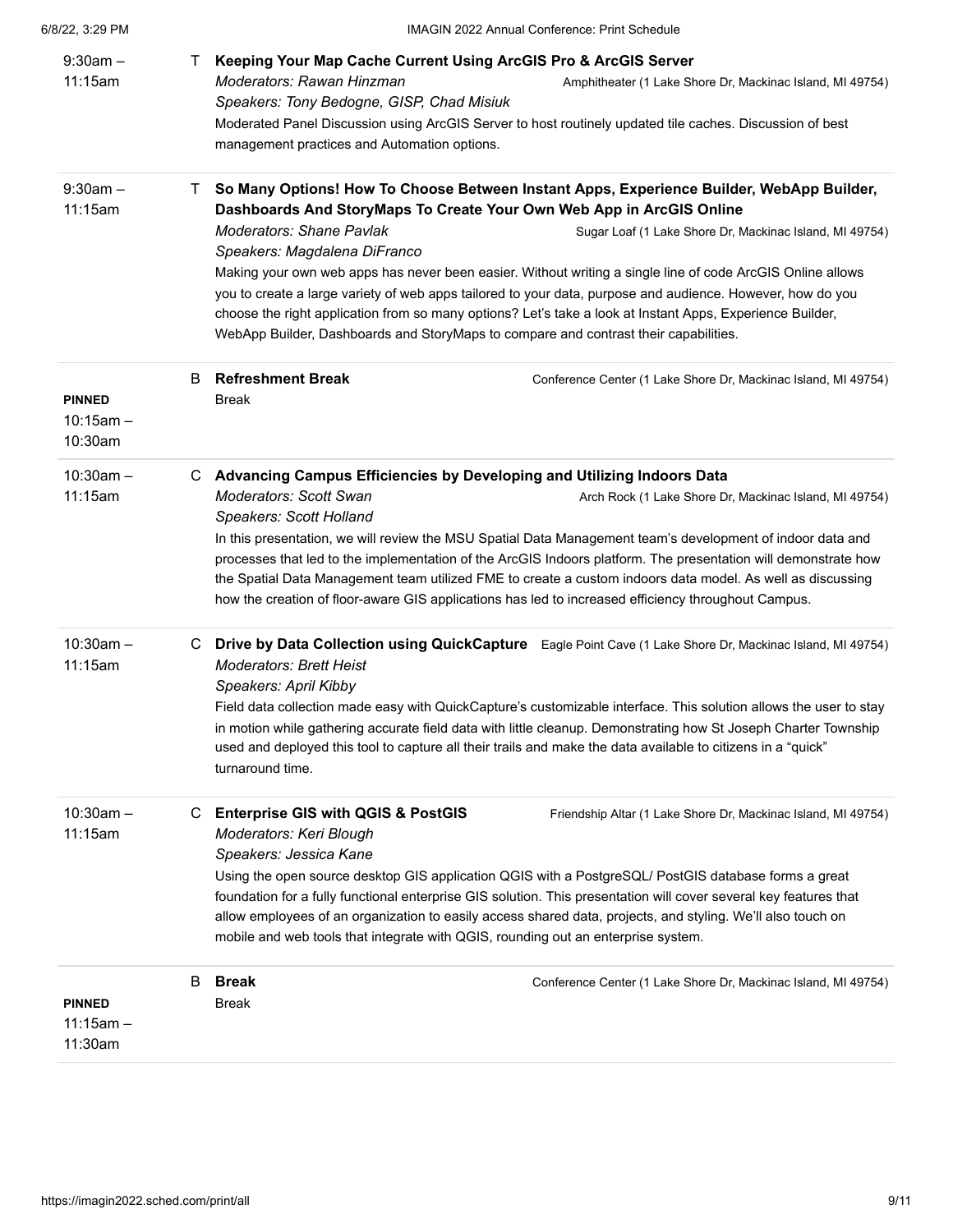9:30am – 11:15am
T **Keeping Your Map Cache Current Using ArcGIS Pro & ArcGIS Server**
*Moderators: Rawan Hinzman*
Amphitheater (1 Lake Shore Dr, Mackinac Island, MI 49754)
*Speakers: Tony Bedogne, GISP, Chad Misiuk*
Moderated Panel Discussion using ArcGIS Server to host routinely updated tile caches. Discussion of best management practices and Automation options.

9:30am – 11:15am
T **So Many Options! How To Choose Between Instant Apps, Experience Builder, WebApp Builder, Dashboards And StoryMaps To Create Your Own Web App in ArcGIS Online**
*Moderators: Shane Pavlak*
Sugar Loaf (1 Lake Shore Dr, Mackinac Island, MI 49754)
*Speakers: Magdalena DiFranco*
Making your own web apps has never been easier. Without writing a single line of code ArcGIS Online allows you to create a large variety of web apps tailored to your data, purpose and audience. However, how do you choose the right application from so many options? Let's take a look at Instant Apps, Experience Builder, WebApp Builder, Dashboards and StoryMaps to compare and contrast their capabilities.

**PINNED**
10:15am – 10:30am
B **Refreshment Break**
Conference Center (1 Lake Shore Dr, Mackinac Island, MI 49754)
Break

10:30am – 11:15am
C **Advancing Campus Efficiencies by Developing and Utilizing Indoors Data**
*Moderators: Scott Swan*
Arch Rock (1 Lake Shore Dr, Mackinac Island, MI 49754)
*Speakers: Scott Holland*
In this presentation, we will review the MSU Spatial Data Management team's development of indoor data and processes that led to the implementation of the ArcGIS Indoors platform. The presentation will demonstrate how the Spatial Data Management team utilized FME to create a custom indoors data model. As well as discussing how the creation of floor-aware GIS applications has led to increased efficiency throughout Campus.

10:30am – 11:15am
C **Drive by Data Collection using QuickCapture**
Eagle Point Cave (1 Lake Shore Dr, Mackinac Island, MI 49754)
*Moderators: Brett Heist*
*Speakers: April Kibby*
Field data collection made easy with QuickCapture's customizable interface. This solution allows the user to stay in motion while gathering accurate field data with little cleanup. Demonstrating how St Joseph Charter Township used and deployed this tool to capture all their trails and make the data available to citizens in a "quick" turnaround time.

10:30am – 11:15am
C **Enterprise GIS with QGIS & PostGIS**
Friendship Altar (1 Lake Shore Dr, Mackinac Island, MI 49754)
*Moderators: Keri Blough*
*Speakers: Jessica Kane*
Using the open source desktop GIS application QGIS with a PostgreSQL/ PostGIS database forms a great foundation for a fully functional enterprise GIS solution. This presentation will cover several key features that allow employees of an organization to easily access shared data, projects, and styling. We'll also touch on mobile and web tools that integrate with QGIS, rounding out an enterprise system.

**PINNED**
11:15am – 11:30am
B **Break**
Conference Center (1 Lake Shore Dr, Mackinac Island, MI 49754)
Break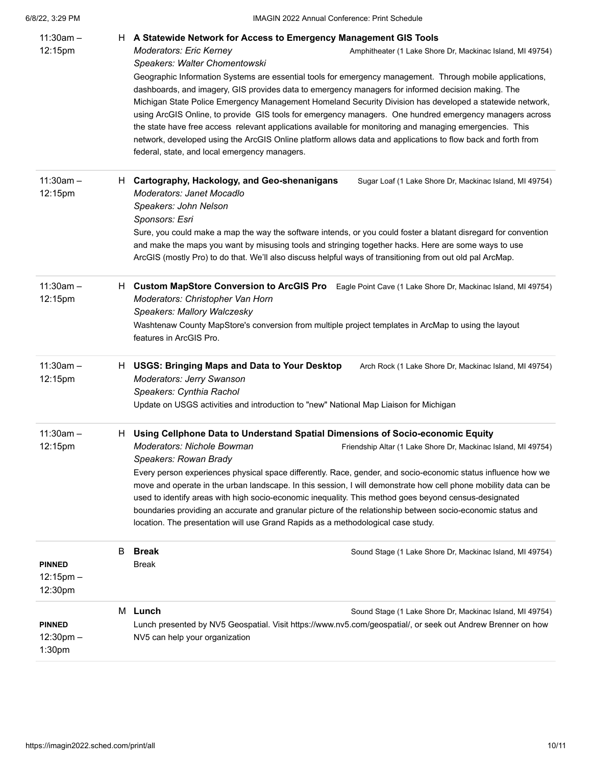11:30am – 12:15pm

H **A Statewide Network for Access to Emergency Management GIS Tools**
*Moderators: Eric Kerney*
Amphitheater (1 Lake Shore Dr, Mackinac Island, MI 49754)
*Speakers: Walter Chomentowski*
Geographic Information Systems are essential tools for emergency management. Through mobile applications, dashboards, and imagery, GIS provides data to emergency managers for informed decision making. The Michigan State Police Emergency Management Homeland Security Division has developed a statewide network, using ArcGIS Online, to provide GIS tools for emergency managers. One hundred emergency managers across the state have free access relevant applications available for monitoring and managing emergencies. This network, developed using the ArcGIS Online platform allows data and applications to flow back and forth from federal, state, and local emergency managers.

---

11:30am – 12:15pm

H **Cartography, Hackology, and Geo-shenanigans**
Sugar Loaf (1 Lake Shore Dr, Mackinac Island, MI 49754)
*Moderators: Janet Mocadlo*
*Speakers: John Nelson*
*Sponsors: Esri*
Sure, you could make a map the way the software intends, or you could foster a blatant disregard for convention and make the maps you want by misusing tools and stringing together hacks. Here are some ways to use ArcGIS (mostly Pro) to do that. We'll also discuss helpful ways of transitioning from out old pal ArcMap.

---

11:30am – 12:15pm

H **Custom MapStore Conversion to ArcGIS Pro**
Eagle Point Cave (1 Lake Shore Dr, Mackinac Island, MI 49754)
*Moderators: Christopher Van Horn*
*Speakers: Mallory Walczesky*
Washtenaw County MapStore's conversion from multiple project templates in ArcMap to using the layout features in ArcGIS Pro.

---

11:30am – 12:15pm

H **USGS: Bringing Maps and Data to Your Desktop**
Arch Rock (1 Lake Shore Dr, Mackinac Island, MI 49754)
*Moderators: Jerry Swanson*
*Speakers: Cynthia Rachol*
Update on USGS activities and introduction to "new" National Map Liaison for Michigan

---

11:30am – 12:15pm

H **Using Cellphone Data to Understand Spatial Dimensions of Socio-economic Equity**
*Moderators: Nichole Bowman*
Friendship Altar (1 Lake Shore Dr, Mackinac Island, MI 49754)
*Speakers: Rowan Brady*
Every person experiences physical space differently. Race, gender, and socio-economic status influence how we move and operate in the urban landscape. In this session, I will demonstrate how cell phone mobility data can be used to identify areas with high socio-economic inequality. This method goes beyond census-designated boundaries providing an accurate and granular picture of the relationship between socio-economic status and location. The presentation will use Grand Rapids as a methodological case study.

---

**PINNED**
12:15pm – 12:30pm

B **Break**
Sound Stage (1 Lake Shore Dr, Mackinac Island, MI 49754)
Break

---

**PINNED**
12:30pm – 1:30pm

M **Lunch**
Sound Stage (1 Lake Shore Dr, Mackinac Island, MI 49754)
Lunch presented by NV5 Geospatial. Visit https://www.nv5.com/geospatial/, or seek out Andrew Brenner on how NV5 can help your organization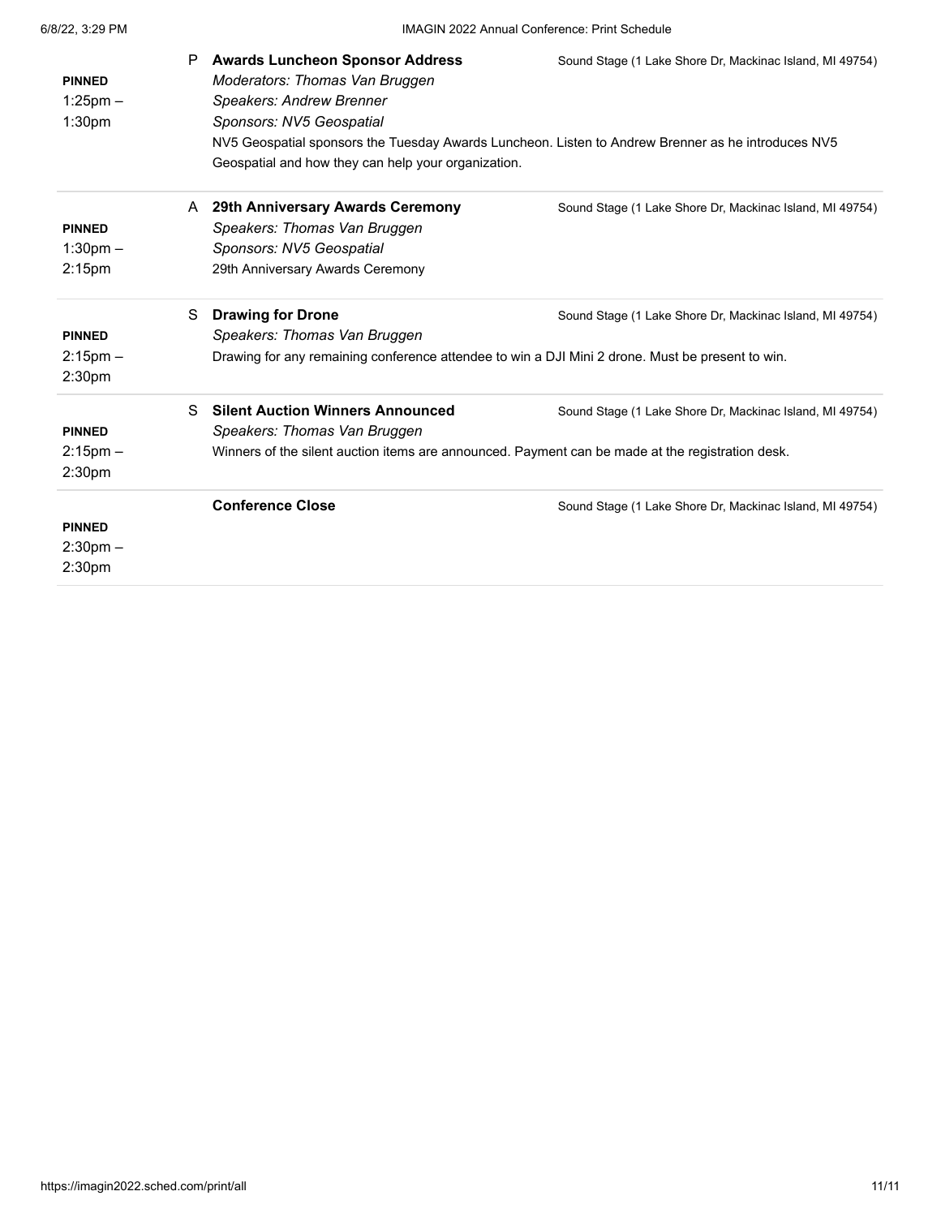**PINNED**
1:25pm – 1:30pm

P **Awards Luncheon Sponsor Address**
Sound Stage (1 Lake Shore Dr, Mackinac Island, MI 49754)
*Moderators: Thomas Van Bruggen*
*Speakers: Andrew Brenner*
*Sponsors: NV5 Geospatial*
NV5 Geospatial sponsors the Tuesday Awards Luncheon. Listen to Andrew Brenner as he introduces NV5 Geospatial and how they can help your organization.

---

**PINNED**
1:30pm – 2:15pm

A **29th Anniversary Awards Ceremony**
Sound Stage (1 Lake Shore Dr, Mackinac Island, MI 49754)
*Speakers: Thomas Van Bruggen*
*Sponsors: NV5 Geospatial*
29th Anniversary Awards Ceremony

---

**PINNED**
2:15pm – 2:30pm

S **Drawing for Drone**
Sound Stage (1 Lake Shore Dr, Mackinac Island, MI 49754)
*Speakers: Thomas Van Bruggen*
Drawing for any remaining conference attendee to win a DJI Mini 2 drone. Must be present to win.

---

**PINNED**
2:15pm – 2:30pm

S **Silent Auction Winners Announced**
Sound Stage (1 Lake Shore Dr, Mackinac Island, MI 49754)
*Speakers: Thomas Van Bruggen*
Winners of the silent auction items are announced. Payment can be made at the registration desk.

---

**PINNED**
2:30pm – 2:30pm

**Conference Close**
Sound Stage (1 Lake Shore Dr, Mackinac Island, MI 49754)